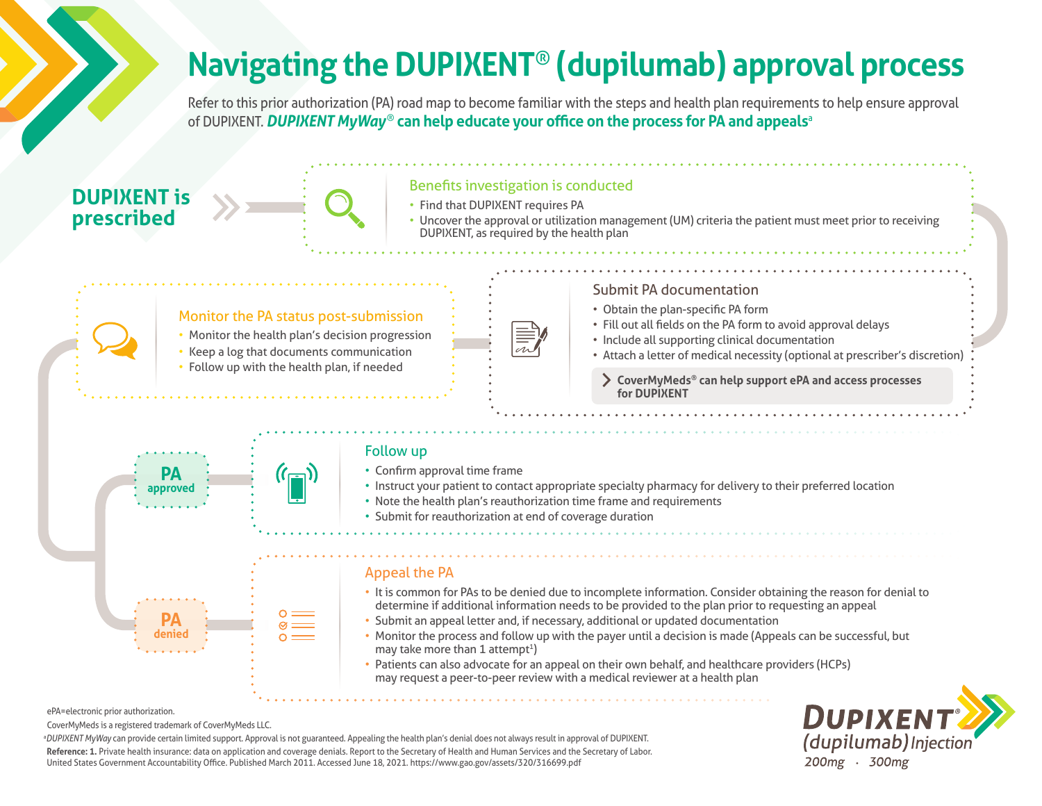# Navigating the DUPIXENT® (dupilumab) approval process

Refer to this prior authorization (PA) road map to become familiar with the steps and health plan requirements to help ensure approval of DUPIXENT. ***DUPIXENT MyWay*® can help educate your office on the process for PA and appeals**[a]

## DUPIXENT is prescribed

### Benefits investigation is conducted

- Find that DUPIXENT requires PA
- Uncover the approval or utilization management (UM) criteria the patient must meet prior to receiving DUPIXENT, as required by the health plan

### Submit PA documentation

- Obtain the plan-specific PA form
- Fill out all fields on the PA form to avoid approval delays
- Include all supporting clinical documentation
- Attach a letter of medical necessity (optional at prescriber's discretion)

**CoverMyMeds® can help support ePA and access processes for DUPIXENT**

### Monitor the PA status post-submission

- Monitor the health plan's decision progression
- Keep a log that documents communication
- Follow up with the health plan, if needed

## PA approved

### Follow up

- Confirm approval time frame
- Instruct your patient to contact appropriate specialty pharmacy for delivery to their preferred location
- Note the health plan's reauthorization time frame and requirements
- Submit for reauthorization at end of coverage duration

## PA denied

### Appeal the PA

- It is common for PAs to be denied due to incomplete information. Consider obtaining the reason for denial to determine if additional information needs to be provided to the plan prior to requesting an appeal
- Submit an appeal letter and, if necessary, additional or updated documentation
- Monitor the process and follow up with the payer until a decision is made (Appeals can be successful, but may take more than 1 attempt[1])
- Patients can also advocate for an appeal on their own behalf, and healthcare providers (HCPs) may request a peer-to-peer review with a medical reviewer at a health plan

ePA=electronic prior authorization.

CoverMyMeds is a registered trademark of CoverMyMeds LLC.

[a]*DUPIXENT MyWay* can provide certain limited support. Approval is not guaranteed. Appealing the health plan's denial does not always result in approval of DUPIXENT.

**Reference: 1.** Private health insurance: data on application and coverage denials. Report to the Secretary of Health and Human Services and the Secretary of Labor. United States Government Accountability Office. Published March 2011. Accessed June 18, 2021. https://www.gao.gov/assets/320/316699.pdf

DUPIXENT® (dupilumab) Injection 200mg · 300mg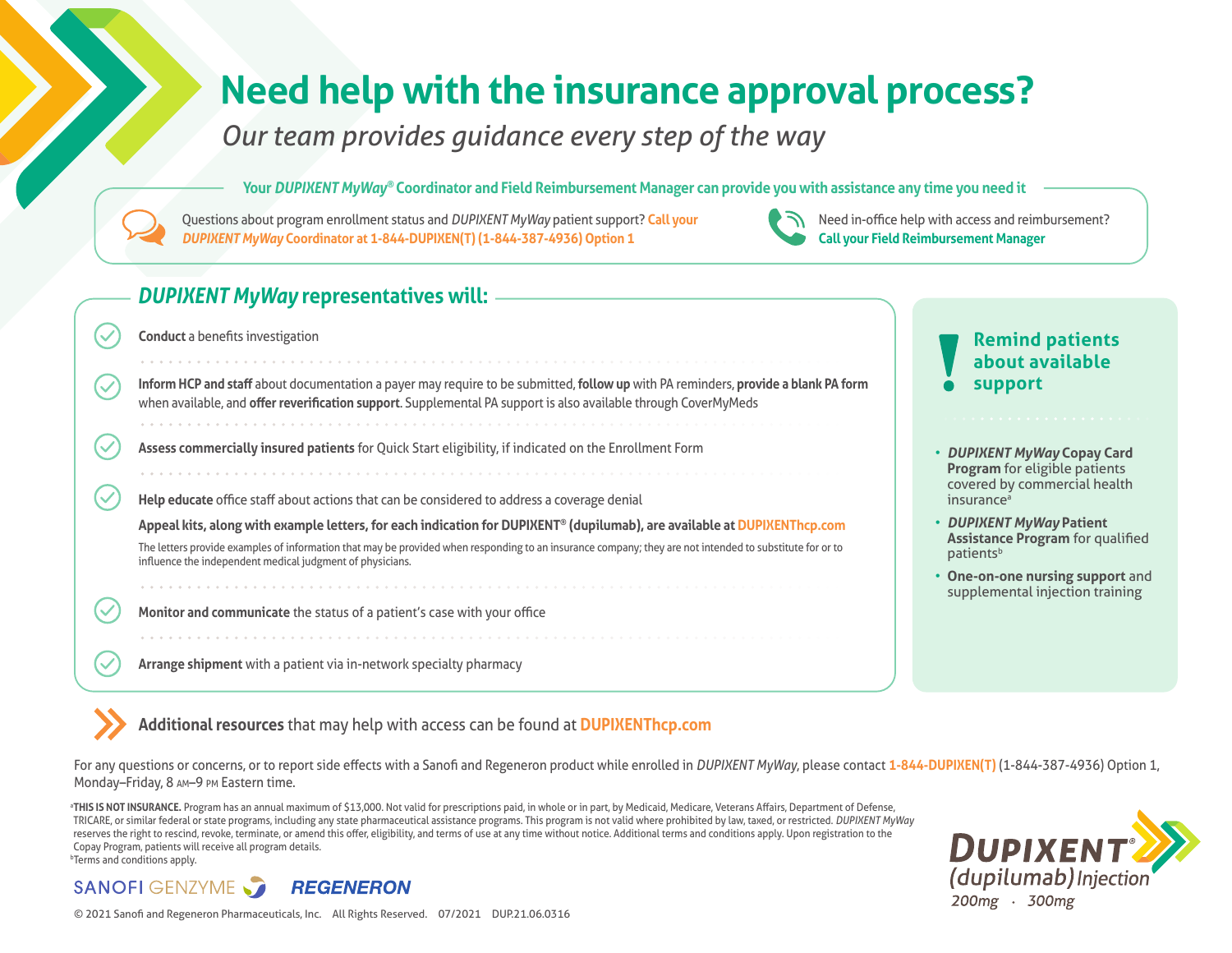# Need help with the insurance approval process?

*Our team provides guidance every step of the way*

**Your *DUPIXENT MyWay*® Coordinator and Field Reimbursement Manager can provide you with assistance any time you need it**

Questions about program enrollment status and *DUPIXENT MyWay* patient support? **Call your *DUPIXENT MyWay* Coordinator at 1-844-DUPIXEN(T) (1-844-387-4936) Option 1**

Need in-office help with access and reimbursement? **Call your Field Reimbursement Manager**

## *DUPIXENT MyWay* representatives will:

- **Conduct** a benefits investigation
- **Inform HCP and staff** about documentation a payer may require to be submitted, **follow up** with PA reminders, **provide a blank PA form** when available, and **offer reverification support**. Supplemental PA support is also available through CoverMyMeds
- **Assess commercially insured patients** for Quick Start eligibility, if indicated on the Enrollment Form
- **Help educate** office staff about actions that can be considered to address a coverage denial

  **Appeal kits, along with example letters, for each indication for DUPIXENT® (dupilumab), are available at DUPIXENThcp.com**

  The letters provide examples of information that may be provided when responding to an insurance company; they are not intended to substitute for or to influence the independent medical judgment of physicians.
- **Monitor and communicate** the status of a patient's case with your office
- **Arrange shipment** with a patient via in-network specialty pharmacy

## Remind patients about available support

- ***DUPIXENT MyWay* Copay Card Program** for eligible patients covered by commercial health insurance[a]
- ***DUPIXENT MyWay* Patient Assistance Program** for qualified patients[b]
- **One-on-one nursing support** and supplemental injection training

**Additional resources** that may help with access can be found at **DUPIXENThcp.com**

For any questions or concerns, or to report side effects with a Sanofi and Regeneron product while enrolled in *DUPIXENT MyWay*, please contact **1-844-DUPIXEN(T)** (1-844-387-4936) Option 1, Monday–Friday, 8 AM–9 PM Eastern time.

[a]**THIS IS NOT INSURANCE.** Program has an annual maximum of $13,000. Not valid for prescriptions paid, in whole or in part, by Medicaid, Medicare, Veterans Affairs, Department of Defense, TRICARE, or similar federal or state programs, including any state pharmaceutical assistance programs. This program is not valid where prohibited by law, taxed, or restricted. *DUPIXENT MyWay* reserves the right to rescind, revoke, terminate, or amend this offer, eligibility, and terms of use at any time without notice. Additional terms and conditions apply. Upon registration to the Copay Program, patients will receive all program details.

[b]Terms and conditions apply.

SANOFI GENZYME REGENERON

DUPIXENT® (dupilumab) Injection 200mg · 300mg

© 2021 Sanofi and Regeneron Pharmaceuticals, Inc. All Rights Reserved. 07/2021 DUP.21.06.0316